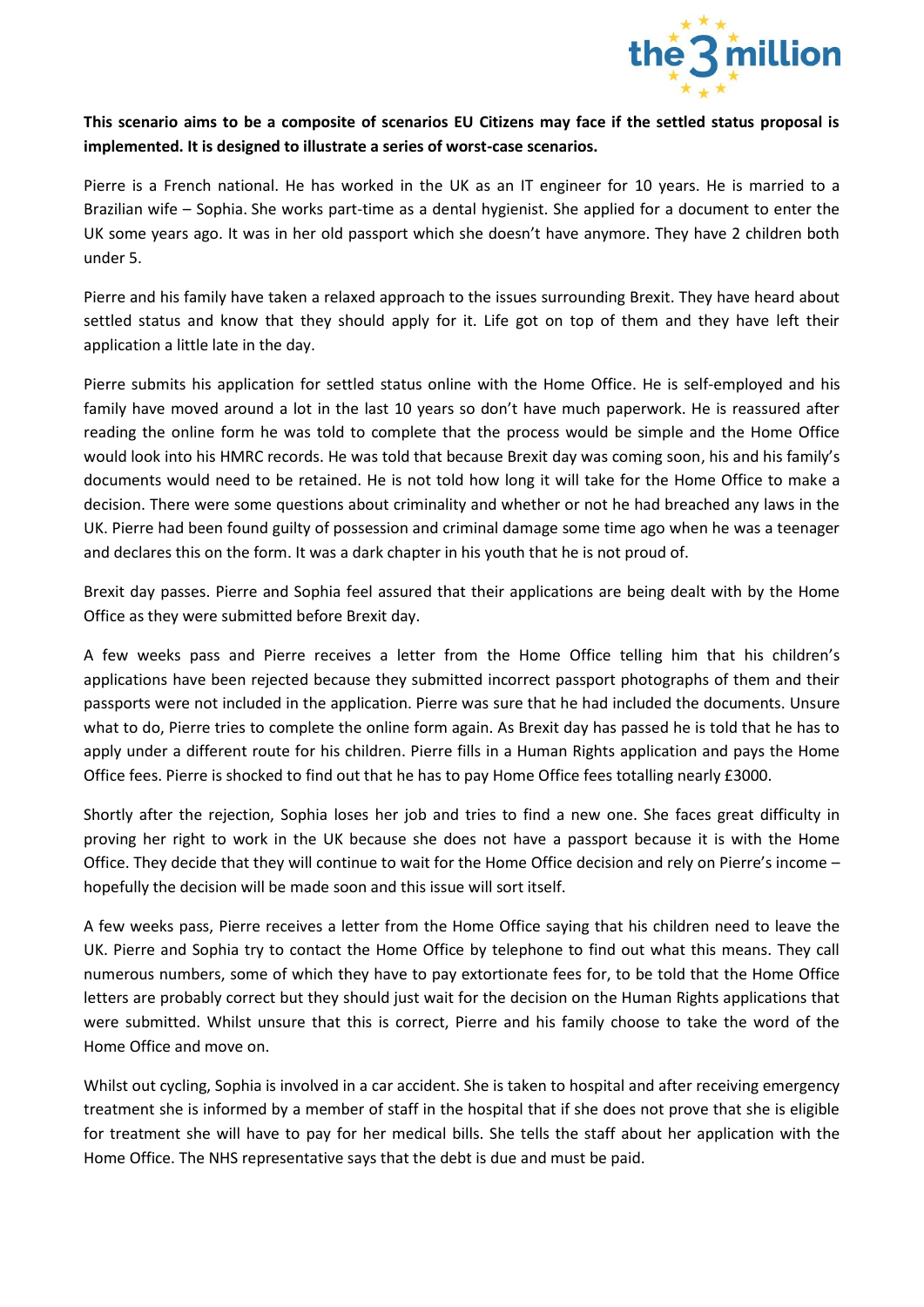**This scenario aims to be a composite of scenarios EU Citizens may face if the settled status proposal is implemented. It is designed to illustrate a series of worst-case scenarios.**

Pierre is a French national. He has worked in the UK as an IT engineer for 10 years. He is married to a Brazilian wife – Sophia. She works part-time as a dental hygienist. She applied for a document to enter the UK some years ago. It was in her old passport which she doesn't have anymore. They have 2 children both under 5.

Pierre and his family have taken a relaxed approach to the issues surrounding Brexit. They have heard about settled status and know that they should apply for it. Life got on top of them and they have left their application a little late in the day.

Pierre submits his application for settled status online with the Home Office. He is self-employed and his family have moved around a lot in the last 10 years so don't have much paperwork. He is reassured after reading the online form he was told to complete that the process would be simple and the Home Office would look into his HMRC records. He was told that because Brexit day was coming soon, his and his family's documents would need to be retained. He is not told how long it will take for the Home Office to make a decision. There were some questions about criminality and whether or not he had breached any laws in the UK. Pierre had been found guilty of possession and criminal damage some time ago when he was a teenager and declares this on the form. It was a dark chapter in his youth that he is not proud of.

Brexit day passes. Pierre and Sophia feel assured that their applications are being dealt with by the Home Office as they were submitted before Brexit day.

A few weeks pass and Pierre receives a letter from the Home Office telling him that his children's applications have been rejected because they submitted incorrect passport photographs of them and their passports were not included in the application. Pierre was sure that he had included the documents. Unsure what to do, Pierre tries to complete the online form again. As Brexit day has passed he is told that he has to apply under a different route for his children. Pierre fills in a Human Rights application and pays the Home Office fees. Pierre is shocked to find out that he has to pay Home Office fees totalling nearly £3000.

Shortly after the rejection, Sophia loses her job and tries to find a new one. She faces great difficulty in proving her right to work in the UK because she does not have a passport because it is with the Home Office. They decide that they will continue to wait for the Home Office decision and rely on Pierre's income – hopefully the decision will be made soon and this issue will sort itself.

A few weeks pass, Pierre receives a letter from the Home Office saying that his children need to leave the UK. Pierre and Sophia try to contact the Home Office by telephone to find out what this means. They call numerous numbers, some of which they have to pay extortionate fees for, to be told that the Home Office letters are probably correct but they should just wait for the decision on the Human Rights applications that were submitted. Whilst unsure that this is correct, Pierre and his family choose to take the word of the Home Office and move on.

Whilst out cycling, Sophia is involved in a car accident. She is taken to hospital and after receiving emergency treatment she is informed by a member of staff in the hospital that if she does not prove that she is eligible for treatment she will have to pay for her medical bills. She tells the staff about her application with the Home Office. The NHS representative says that the debt is due and must be paid.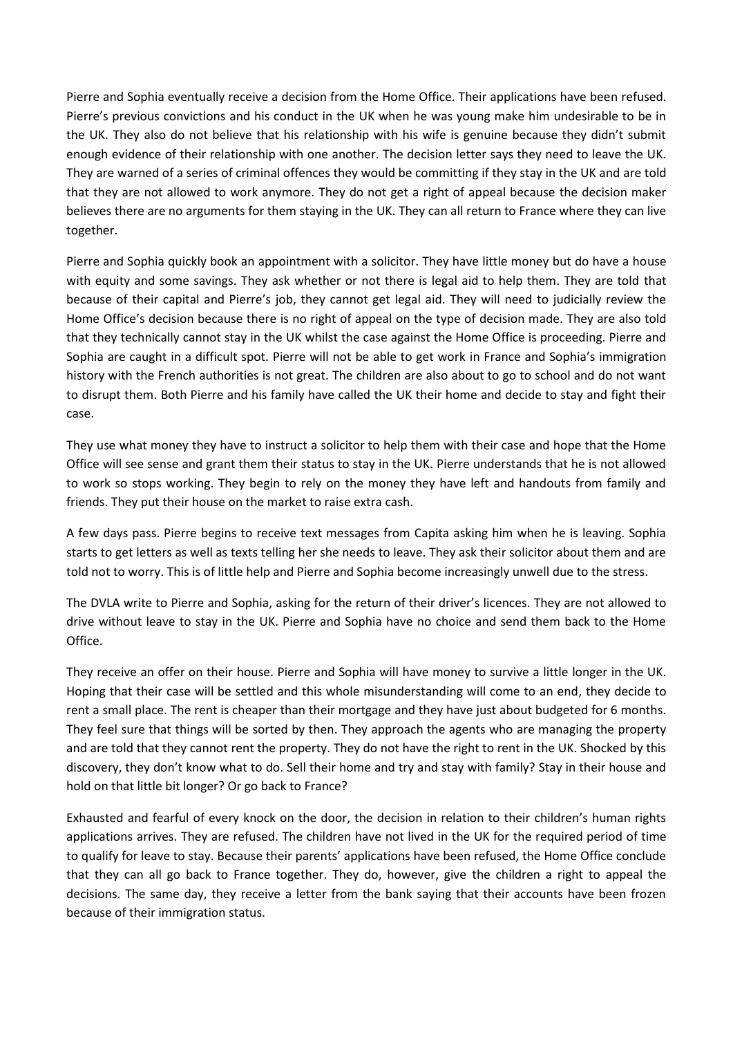Pierre and Sophia eventually receive a decision from the Home Office. Their applications have been refused. Pierre's previous convictions and his conduct in the UK when he was young make him undesirable to be in the UK. They also do not believe that his relationship with his wife is genuine because they didn't submit enough evidence of their relationship with one another. The decision letter says they need to leave the UK. They are warned of a series of criminal offences they would be committing if they stay in the UK and are told that they are not allowed to work anymore. They do not get a right of appeal because the decision maker believes there are no arguments for them staying in the UK. They can all return to France where they can live together.

Pierre and Sophia quickly book an appointment with a solicitor. They have little money but do have a house with equity and some savings. They ask whether or not there is legal aid to help them. They are told that because of their capital and Pierre's job, they cannot get legal aid. They will need to judicially review the Home Office's decision because there is no right of appeal on the type of decision made. They are also told that they technically cannot stay in the UK whilst the case against the Home Office is proceeding. Pierre and Sophia are caught in a difficult spot. Pierre will not be able to get work in France and Sophia's immigration history with the French authorities is not great. The children are also about to go to school and do not want to disrupt them. Both Pierre and his family have called the UK their home and decide to stay and fight their case.

They use what money they have to instruct a solicitor to help them with their case and hope that the Home Office will see sense and grant them their status to stay in the UK. Pierre understands that he is not allowed to work so stops working. They begin to rely on the money they have left and handouts from family and friends. They put their house on the market to raise extra cash.

A few days pass. Pierre begins to receive text messages from Capita asking him when he is leaving. Sophia starts to get letters as well as texts telling her she needs to leave. They ask their solicitor about them and are told not to worry. This is of little help and Pierre and Sophia become increasingly unwell due to the stress.

The DVLA write to Pierre and Sophia, asking for the return of their driver's licences. They are not allowed to drive without leave to stay in the UK. Pierre and Sophia have no choice and send them back to the Home Office.

They receive an offer on their house. Pierre and Sophia will have money to survive a little longer in the UK. Hoping that their case will be settled and this whole misunderstanding will come to an end, they decide to rent a small place. The rent is cheaper than their mortgage and they have just about budgeted for 6 months. They feel sure that things will be sorted by then. They approach the agents who are managing the property and are told that they cannot rent the property. They do not have the right to rent in the UK. Shocked by this discovery, they don't know what to do. Sell their home and try and stay with family? Stay in their house and hold on that little bit longer? Or go back to France?

Exhausted and fearful of every knock on the door, the decision in relation to their children's human rights applications arrives. They are refused. The children have not lived in the UK for the required period of time to qualify for leave to stay. Because their parents' applications have been refused, the Home Office conclude that they can all go back to France together. They do, however, give the children a right to appeal the decisions. The same day, they receive a letter from the bank saying that their accounts have been frozen because of their immigration status.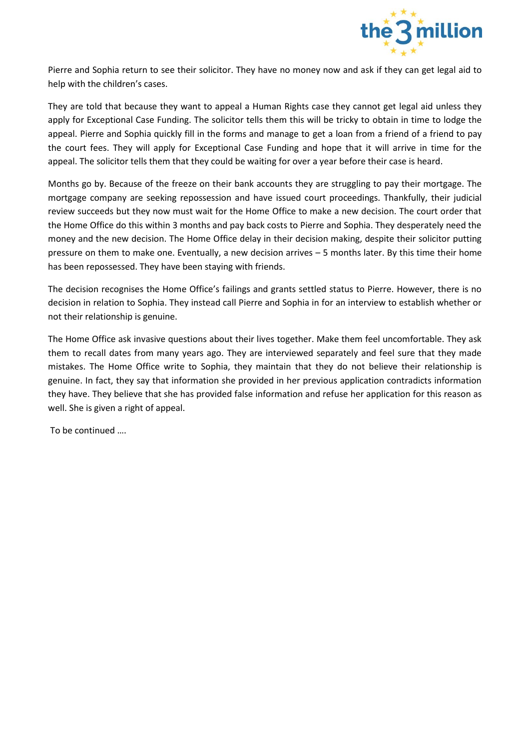Pierre and Sophia return to see their solicitor. They have no money now and ask if they can get legal aid to help with the children's cases.

They are told that because they want to appeal a Human Rights case they cannot get legal aid unless they apply for Exceptional Case Funding. The solicitor tells them this will be tricky to obtain in time to lodge the appeal. Pierre and Sophia quickly fill in the forms and manage to get a loan from a friend of a friend to pay the court fees. They will apply for Exceptional Case Funding and hope that it will arrive in time for the appeal. The solicitor tells them that they could be waiting for over a year before their case is heard.

Months go by. Because of the freeze on their bank accounts they are struggling to pay their mortgage. The mortgage company are seeking repossession and have issued court proceedings. Thankfully, their judicial review succeeds but they now must wait for the Home Office to make a new decision. The court order that the Home Office do this within 3 months and pay back costs to Pierre and Sophia. They desperately need the money and the new decision. The Home Office delay in their decision making, despite their solicitor putting pressure on them to make one. Eventually, a new decision arrives – 5 months later. By this time their home has been repossessed. They have been staying with friends.

The decision recognises the Home Office's failings and grants settled status to Pierre. However, there is no decision in relation to Sophia. They instead call Pierre and Sophia in for an interview to establish whether or not their relationship is genuine.

The Home Office ask invasive questions about their lives together. Make them feel uncomfortable. They ask them to recall dates from many years ago. They are interviewed separately and feel sure that they made mistakes. The Home Office write to Sophia, they maintain that they do not believe their relationship is genuine. In fact, they say that information she provided in her previous application contradicts information they have. They believe that she has provided false information and refuse her application for this reason as well. She is given a right of appeal.

To be continued ….